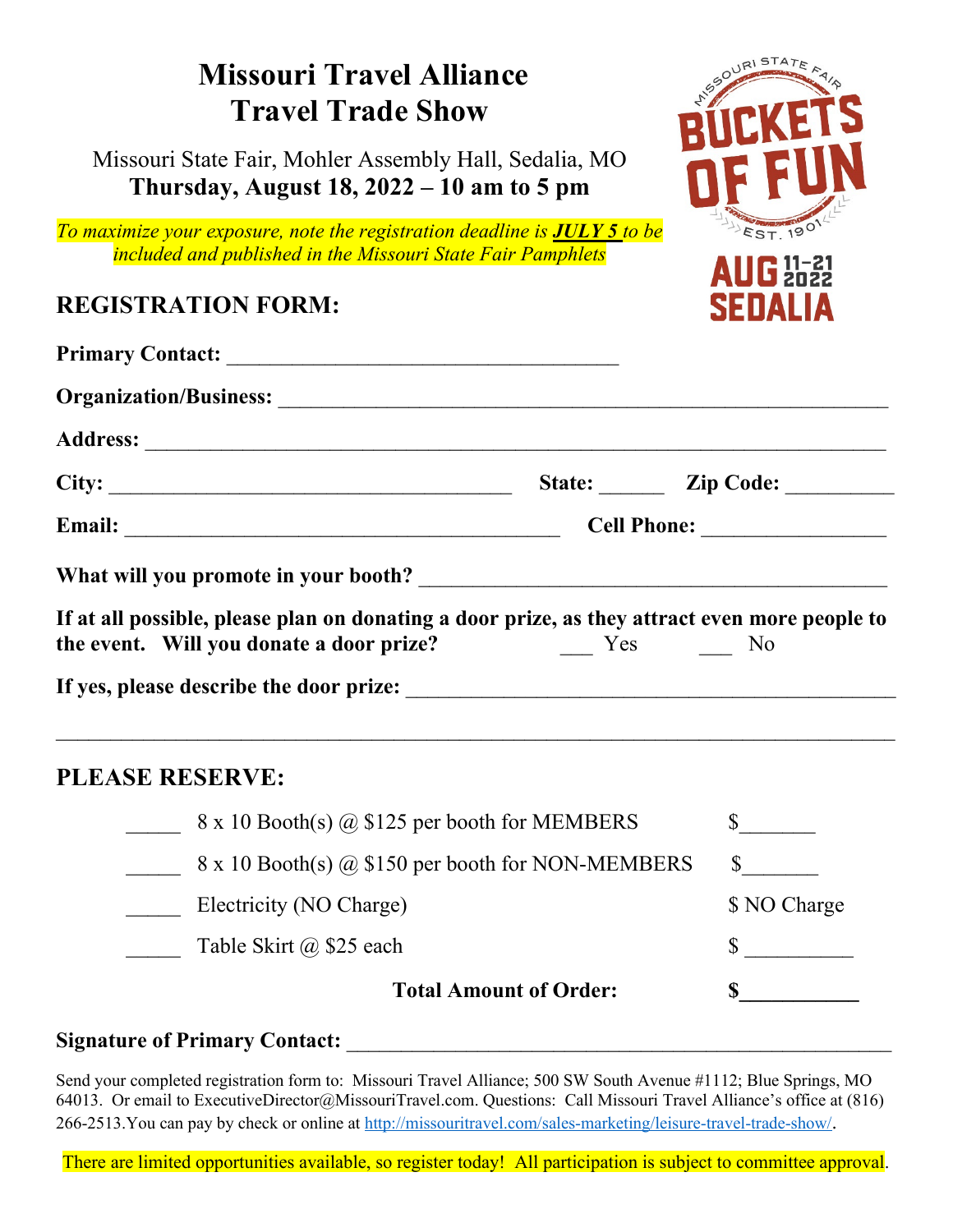# Missouri Travel Alliance
# Travel Trade Show

Missouri State Fair, Mohler Assembly Hall, Sedalia, MO
**Thursday, August 18, 2022 – 10 am to 5 pm**

*To maximize your exposure, note the registration deadline is* ***JULY 5*** *to be included and published in the Missouri State Fair Pamphlets*

MISSOURI STATE FAIR
BUCKETS OF FUN
EST. 1901
AUG 11-21 2022
SEDALIA

## REGISTRATION FORM:

**Primary Contact:** ___________________________________

**Organization/Business:** _______________________________________________________

**Address:** __________________________________________________________________

**City:** ____________________________________ **State:** ______ **Zip Code:** __________

**Email:** _______________________________________ **Cell Phone:** _________________

**What will you promote in your booth?** __________________________________________

**If at all possible, please plan on donating a door prize, as they attract even more people to the event. Will you donate a door prize?** ___ Yes ___ No

**If yes, please describe the door prize:** _____________________________________________

_____________________________________________________________________________

## PLEASE RESERVE:

| | | |
|---|---|---|
| _____ | 8 x 10 Booth(s) @ $125 per booth for MEMBERS | $_______ |
| _____ | 8 x 10 Booth(s) @ $150 per booth for NON-MEMBERS | $_______ |
| _____ | Electricity (NO Charge) | $ NO Charge |
| _____ | Table Skirt @ $25 each | $ __________ |
| | **Total Amount of Order:** | **$___________** |

**Signature of Primary Contact:** ___________________________________________________

Send your completed registration form to: Missouri Travel Alliance; 500 SW South Avenue #1112; Blue Springs, MO 64013. Or email to ExecutiveDirector@MissouriTravel.com. Questions: Call Missouri Travel Alliance's office at (816) 266-2513.You can pay by check or online at http://missouritravel.com/sales-marketing/leisure-travel-trade-show/.

There are limited opportunities available, so register today! All participation is subject to committee approval.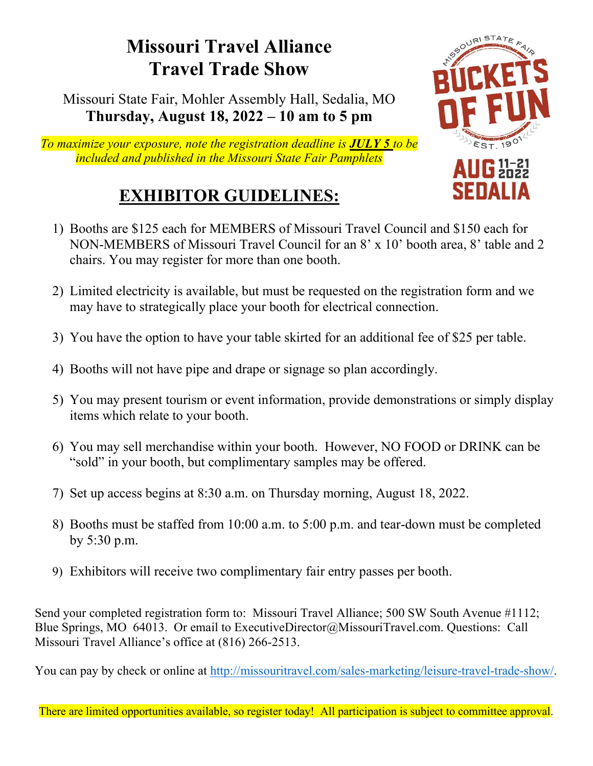# Missouri Travel Alliance
# Travel Trade Show

Missouri State Fair, Mohler Assembly Hall, Sedalia, MO
**Thursday, August 18, 2022 – 10 am to 5 pm**

*To maximize your exposure, note the registration deadline is **JULY 5** to be included and published in the Missouri State Fair Pamphlets*

MISSOURI STATE FAIR
BUCKETS OF FUN
EST. 1901
AUG 11–21 2022
SEDALIA

## EXHIBITOR GUIDELINES:

1) Booths are $125 each for MEMBERS of Missouri Travel Council and $150 each for NON-MEMBERS of Missouri Travel Council for an 8' x 10' booth area, 8' table and 2 chairs. You may register for more than one booth.

2) Limited electricity is available, but must be requested on the registration form and we may have to strategically place your booth for electrical connection.

3) You have the option to have your table skirted for an additional fee of $25 per table.

4) Booths will not have pipe and drape or signage so plan accordingly.

5) You may present tourism or event information, provide demonstrations or simply display items which relate to your booth.

6) You may sell merchandise within your booth. However, NO FOOD or DRINK can be "sold" in your booth, but complimentary samples may be offered.

7) Set up access begins at 8:30 a.m. on Thursday morning, August 18, 2022.

8) Booths must be staffed from 10:00 a.m. to 5:00 p.m. and tear-down must be completed by 5:30 p.m.

9) Exhibitors will receive two complimentary fair entry passes per booth.

Send your completed registration form to: Missouri Travel Alliance; 500 SW South Avenue #1112; Blue Springs, MO 64013. Or email to ExecutiveDirector@MissouriTravel.com. Questions: Call Missouri Travel Alliance's office at (816) 266-2513.

You can pay by check or online at http://missouritravel.com/sales-marketing/leisure-travel-trade-show/.

There are limited opportunities available, so register today! All participation is subject to committee approval.